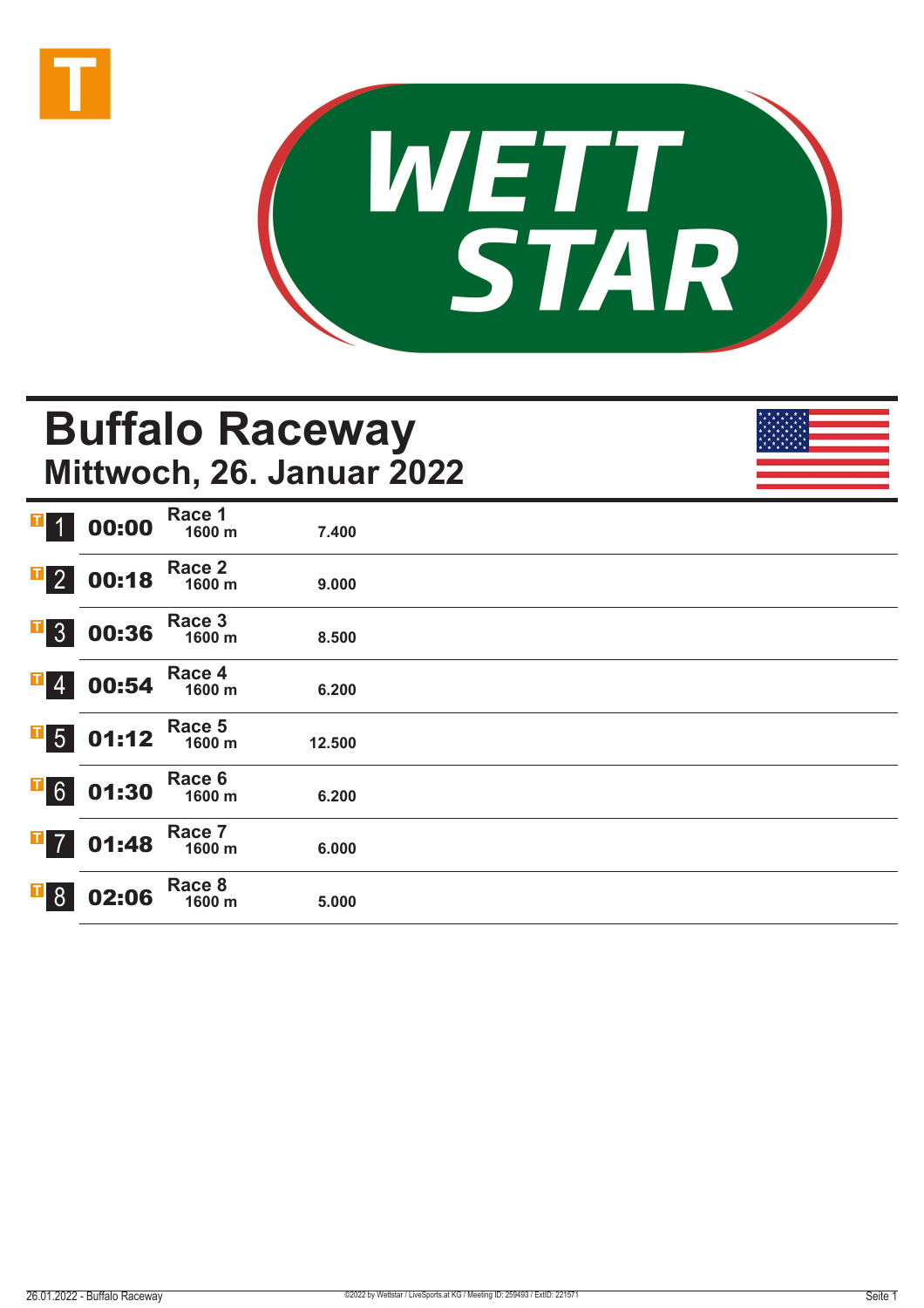WETT STAR

# Buffalo Raceway
## Mittwoch, 26. Januar 2022

| | Zeit | Rennen | Distanz | Preisgeld |
|---|---|---|---|---|
| 1 | 00:00 | Race 1 | 1600 m | 7.400 |
| 2 | 00:18 | Race 2 | 1600 m | 9.000 |
| 3 | 00:36 | Race 3 | 1600 m | 8.500 |
| 4 | 00:54 | Race 4 | 1600 m | 6.200 |
| 5 | 01:12 | Race 5 | 1600 m | 12.500 |
| 6 | 01:30 | Race 6 | 1600 m | 6.200 |
| 7 | 01:48 | Race 7 | 1600 m | 6.000 |
| 8 | 02:06 | Race 8 | 1600 m | 5.000 |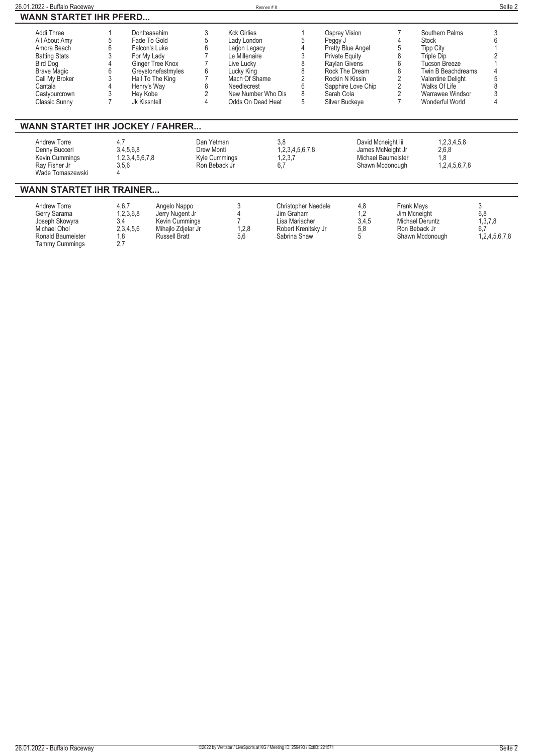## WANN STARTET IHR PFERD...

| Pferd | Rennen | Pferd | Rennen | Pferd | Rennen | Pferd | Rennen | Pferd | Rennen |
|---|---|---|---|---|---|---|---|---|---|
| Addi Three | 1 | Dontteasehim | 3 | Kck Girlies | 1 | Osprey Vision | 7 | Southern Palms | 3 |
| All About Amy | 5 | Fade To Gold | 5 | Lady London | 5 | Peggy J | 4 | Stock | 6 |
| Amora Beach | 6 | Falcon's Luke | 6 | Larjon Legacy | 4 | Pretty Blue Angel | 5 | Tipp City | 1 |
| Batting Stats | 3 | For My Lady | 7 | Le Millenaire | 3 | Private Equity | 8 | Triple Dip | 2 |
| Bird Dog | 4 | Ginger Tree Knox | 7 | Live Lucky | 8 | Raylan Givens | 6 | Tucson Breeze | 1 |
| Brave Magic | 6 | Greystonefastmyles | 6 | Lucky King | 8 | Rock The Dream | 8 | Twin B Beachdreams | 4 |
| Call My Broker | 3 | Hail To The King | 7 | Mach Of Shame | 2 | Rockin N Kissin | 2 | Valentine Delight | 5 |
| Cantala | 4 | Henry's Way | 8 | Needlecrest | 6 | Sapphire Love Chip | 2 | Walks Of Life | 8 |
| Castyourcrown | 3 | Hey Kobe | 2 | New Number Who Dis | 8 | Sarah Cola | 2 | Warrawee Windsor | 3 |
| Classic Sunny | 7 | Jk Kissntell | 4 | Odds On Dead Heat | 5 | Silver Buckeye | 7 | Wonderful World | 4 |

## WANN STARTET IHR JOCKEY / FAHRER...

| Jockey / Fahrer | Rennen | Jockey / Fahrer | Rennen | Jockey / Fahrer | Rennen |
|---|---|---|---|---|---|
| Andrew Torre | 4,7 | Dan Yetman | 3,8 | David Mcneight Iii | 1,2,3,4,5,8 |
| Denny Bucceri | 3,4,5,6,8 | Drew Monti | 1,2,3,4,5,6,7,8 | James McNeight Jr | 2,6,8 |
| Kevin Cummings | 1,2,3,4,5,6,7,8 | Kyle Cummings | 1,2,3,7 | Michael Baumeister | 1,8 |
| Ray Fisher Jr | 3,5,6 | Ron Beback Jr | 6,7 | Shawn Mcdonough | 1,2,4,5,6,7,8 |
| Wade Tomaszewski | 4 | | | | |

## WANN STARTET IHR TRAINER...

| Trainer | Rennen | Trainer | Rennen | Trainer | Rennen | Trainer | Rennen |
|---|---|---|---|---|---|---|---|
| Andrew Torre | 4,6,7 | Angelo Nappo | 3 | Christopher Naedele | 4,8 | Frank Mays | 3 |
| Gerry Sarama | 1,2,3,6,8 | Jerry Nugent Jr | 4 | Jim Graham | 1,2 | Jim Mcneight | 6,8 |
| Joseph Skowyra | 3,4 | Kevin Cummings | 7 | Lisa Mariacher | 3,4,5 | Michael Deruntz | 1,3,7,8 |
| Michael Ohol | 2,3,4,5,6 | Mihajlo Zdjelar Jr | 1,2,8 | Robert Krenitsky Jr | 5,8 | Ron Beback Jr | 6,7 |
| Ronald Baumeister | 1,8 | Russell Bratt | 5,6 | Sabrina Shaw | 5 | Shawn Mcdonough | 1,2,4,5,6,7,8 |
| Tammy Cummings | 2,7 | | | | | | |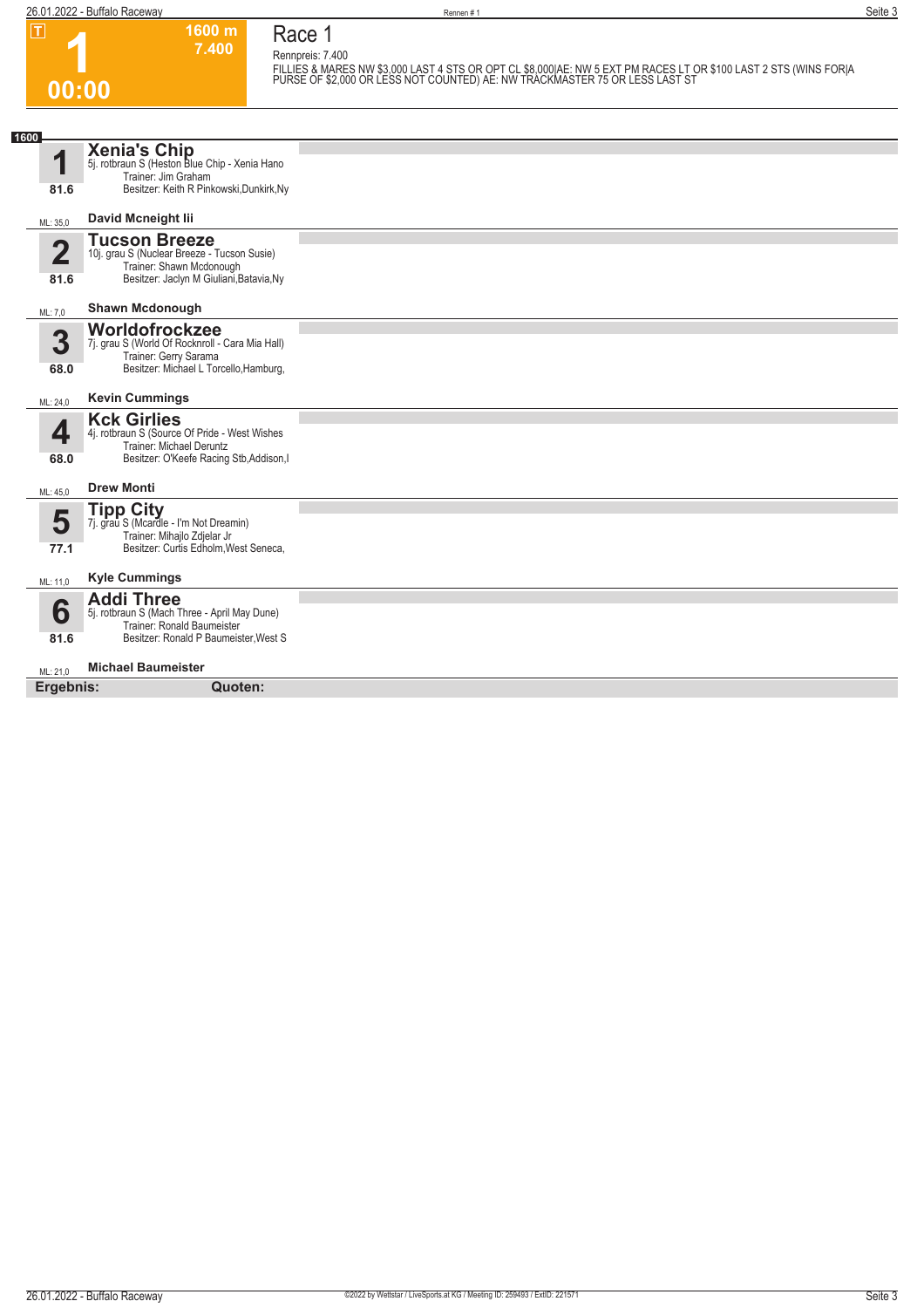# Race 1

**T** **1** 00:00 — 1600 m, 7.400

Rennpreis: 7.400

FILLIES & MARES NW $3,000 LAST 4 STS OR OPT CL $8,000|AE: NW 5 EXT PM RACES LT OR $100 LAST 2 STS (WINS FOR|A PURSE OF $2,000 OR LESS NOT COUNTED) AE: NW TRACKMASTER 75 OR LESS LAST ST

**1600**

| Nr. | Pferd | ML |
|---|---|---|
| **1** (81.6) | **Xenia's Chip**<br>5j. rotbraun S (Heston Blue Chip - Xenia Hano<br>Trainer: Jim Graham<br>Besitzer: Keith R Pinkowski,Dunkirk,Ny<br>**David Mcneight Iii** | 35,0 |
| **2** (81.6) | **Tucson Breeze**<br>10j. grau S (Nuclear Breeze - Tucson Susie)<br>Trainer: Shawn Mcdonough<br>Besitzer: Jaclyn M Giuliani,Batavia,Ny<br>**Shawn Mcdonough** | 7,0 |
| **3** (68.0) | **Worldofrockzee**<br>7j. grau S (World Of Rocknroll - Cara Mia Hall)<br>Trainer: Gerry Sarama<br>Besitzer: Michael L Torcello,Hamburg,<br>**Kevin Cummings** | 24,0 |
| **4** (68.0) | **Kck Girlies**<br>4j. rotbraun S (Source Of Pride - West Wishes<br>Trainer: Michael Deruntz<br>Besitzer: O'Keefe Racing Stb,Addison,I<br>**Drew Monti** | 45,0 |
| **5** (77.1) | **Tipp City**<br>7j. grau S (Mcardle - I'm Not Dreamin)<br>Trainer: Mihajlo Zdjelar Jr<br>Besitzer: Curtis Edholm,West Seneca,<br>**Kyle Cummings** | 11,0 |
| **6** (81.6) | **Addi Three**<br>5j. rotbraun S (Mach Three - April May Dune)<br>Trainer: Ronald Baumeister<br>Besitzer: Ronald P Baumeister,West S<br>**Michael Baumeister** | 21,0 |

**Ergebnis:** **Quoten:**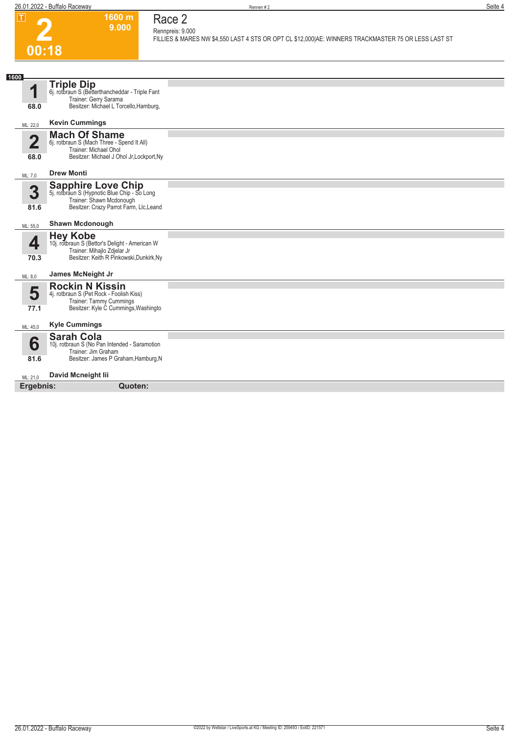T

**2**

**00:18**

**1600 m**
**9.000**

# Race 2

Rennpreis: 9.000
FILLIES & MARES NW $4,550 LAST 4 STS OR OPT CL $12,000|AE: WINNERS TRACKMASTER 75 OR LESS LAST ST

**1600**

**1** **Triple Dip**
6j. rotbraun S (Betterthancheddar - Triple Fant
Trainer: Gerry Sarama
**68.0** Besitzer: Michael L Torcello,Hamburg,

ML: 22,0 **Kevin Cummings**

**2** **Mach Of Shame**
6j. rotbraun S (Mach Three - Spend It All)
Trainer: Michael Ohol
**68.0** Besitzer: Michael J Ohol Jr,Lockport,Ny

ML: 7,0 **Drew Monti**

**3** **Sapphire Love Chip**
5j. rotbraun S (Hypnotic Blue Chip - So Long
Trainer: Shawn Mcdonough
**81.6** Besitzer: Crazy Parrot Farm, Llc,Leand

ML: 55,0 **Shawn Mcdonough**

**4** **Hey Kobe**
10j. rotbraun S (Bettor's Delight - American W
Trainer: Mihajlo Zdjelar Jr
**70.3** Besitzer: Keith R Pinkowski,Dunkirk,Ny

ML: 8,0 **James McNeight Jr**

**5** **Rockin N Kissin**
4j. rotbraun S (Pet Rock - Foolish Kiss)
Trainer: Tammy Cummings
**77.1** Besitzer: Kyle C Cummings,Washingto

ML: 45,0 **Kyle Cummings**

**6** **Sarah Cola**
10j. rotbraun S (No Pan Intended - Saramotion
Trainer: Jim Graham
**81.6** Besitzer: James P Graham,Hamburg,N

ML: 21,0 **David Mcneight Iii**

**Ergebnis:** **Quoten:**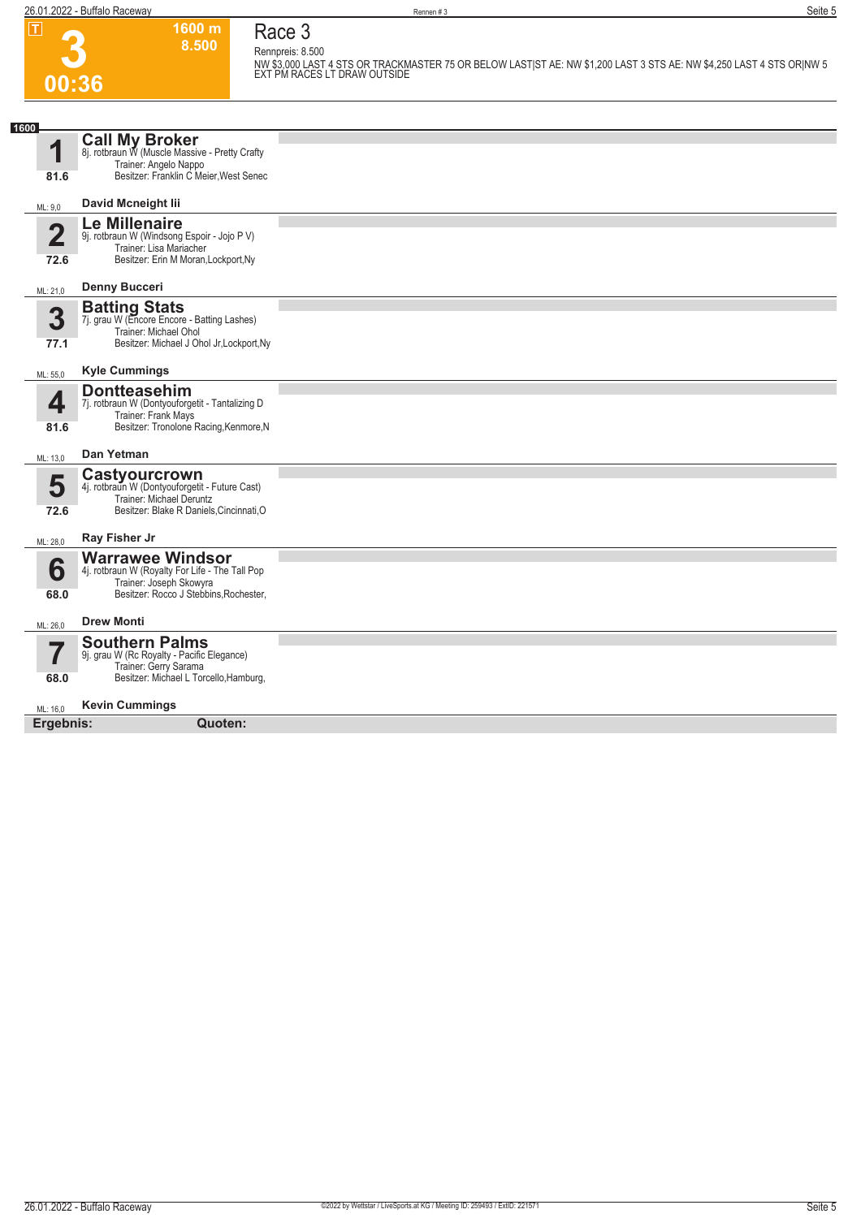**T**

# 3

**00:36**

**1600 m**
**8.500**

## Race 3

Rennpreis: 8.500

NW $3,000 LAST 4 STS OR TRACKMASTER 75 OR BELOW LAST|ST AE: NW $1,200 LAST 3 STS AE: NW $4,250 LAST 4 STS OR|NW 5 EXT PM RACES LT DRAW OUTSIDE

**1600**

**1** — **Call My Broker**
8j. rotbraun W (Muscle Massive - Pretty Crafty
Trainer: Angelo Nappo
Besitzer: Franklin C Meier,West Senec
81.6
ML: 9,0 — **David Mcneight Iii**

**2** — **Le Millenaire**
9j. rotbraun W (Windsong Espoir - Jojo P V)
Trainer: Lisa Mariacher
Besitzer: Erin M Moran,Lockport,Ny
72.6
ML: 21,0 — **Denny Bucceri**

**3** — **Batting Stats**
7j. grau W (Encore Encore - Batting Lashes)
Trainer: Michael Ohol
Besitzer: Michael J Ohol Jr,Lockport,Ny
77.1
ML: 55,0 — **Kyle Cummings**

**4** — **Dontteasehim**
7j. rotbraun W (Dontyouforgetit - Tantalizing D
Trainer: Frank Mays
Besitzer: Tronolone Racing,Kenmore,N
81.6
ML: 13,0 — **Dan Yetman**

**5** — **Castyourcrown**
4j. rotbraun W (Dontyouforgetit - Future Cast)
Trainer: Michael Deruntz
Besitzer: Blake R Daniels,Cincinnati,O
72.6
ML: 28,0 — **Ray Fisher Jr**

**6** — **Warrawee Windsor**
4j. rotbraun W (Royalty For Life - The Tall Pop
Trainer: Joseph Skowyra
Besitzer: Rocco J Stebbins,Rochester,
68.0
ML: 26,0 — **Drew Monti**

**7** — **Southern Palms**
9j. grau W (Rc Royalty - Pacific Elegance)
Trainer: Gerry Sarama
Besitzer: Michael L Torcello,Hamburg,
68.0
ML: 16,0 — **Kevin Cummings**

**Ergebnis:** **Quoten:**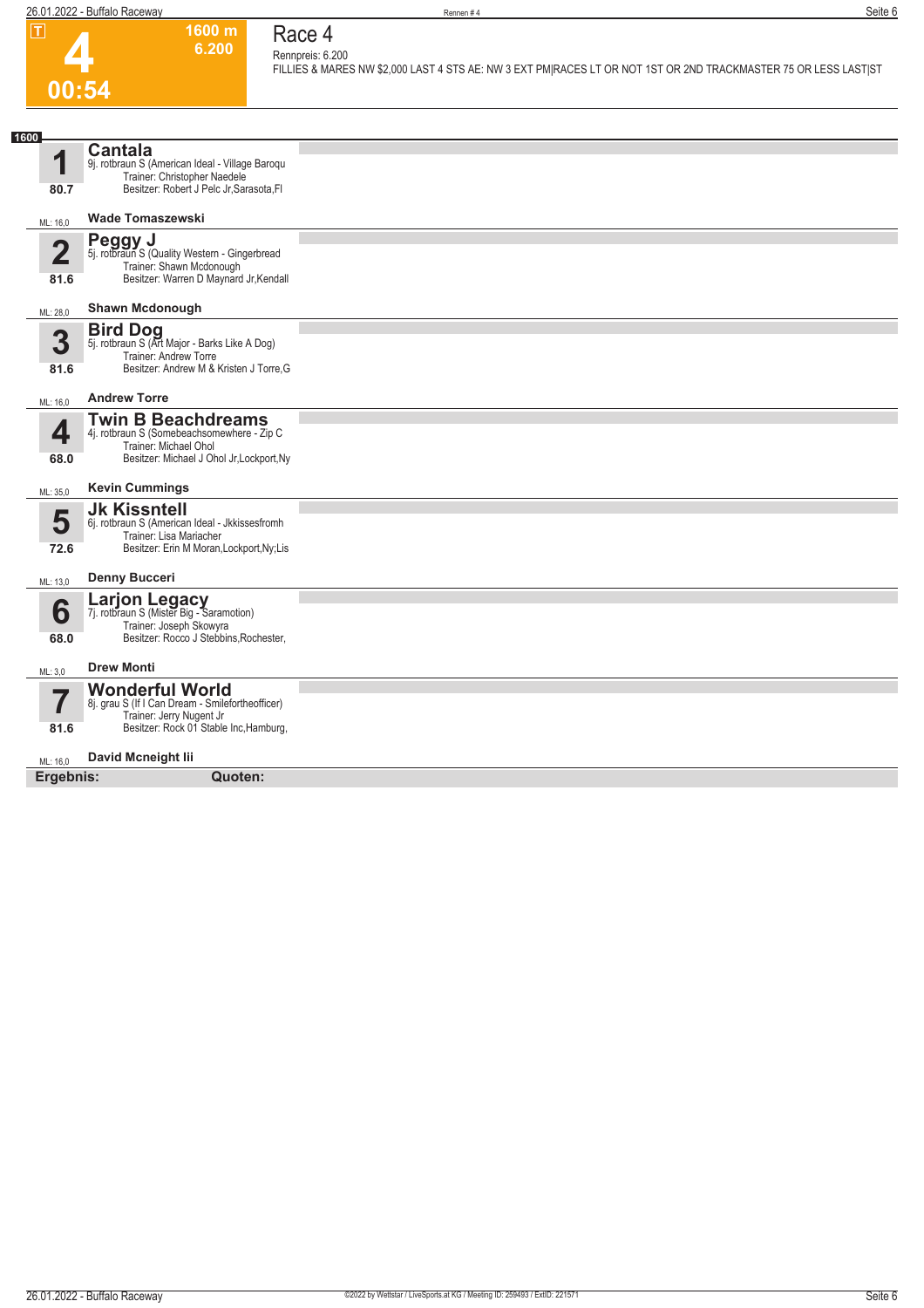**T**

# 4

**00:54**

**1600 m**
**6.200**

## Race 4

Rennpreis: 6.200

FILLIES & MARES NW $2,000 LAST 4 STS AE: NW 3 EXT PM|RACES LT OR NOT 1ST OR 2ND TRACKMASTER 75 OR LESS LAST|ST

**1600**

### 1 Cantala

9j. rotbraun S (American Ideal - Village Baroqu
Trainer: Christopher Naedele
Besitzer: Robert J Pelc Jr,Sarasota,Fl

80.7

ML: 16,0 **Wade Tomaszewski**

### 2 Peggy J

5j. rotbraun S (Quality Western - Gingerbread
Trainer: Shawn Mcdonough
Besitzer: Warren D Maynard Jr,Kendall

81.6

ML: 28,0 **Shawn Mcdonough**

### 3 Bird Dog

5j. rotbraun S (Art Major - Barks Like A Dog)
Trainer: Andrew Torre
Besitzer: Andrew M & Kristen J Torre,G

81.6

ML: 16,0 **Andrew Torre**

### 4 Twin B Beachdreams

4j. rotbraun S (Somebeachsomewhere - Zip C
Trainer: Michael Ohol
Besitzer: Michael J Ohol Jr,Lockport,Ny

68.0

ML: 35,0 **Kevin Cummings**

### 5 Jk Kissntell

6j. rotbraun S (American Ideal - Jkkissesfromh
Trainer: Lisa Mariacher
Besitzer: Erin M Moran,Lockport,Ny;Lis

72.6

ML: 13,0 **Denny Bucceri**

### 6 Larjon Legacy

7j. rotbraun S (Mister Big - Saramotion)
Trainer: Joseph Skowyra
Besitzer: Rocco J Stebbins,Rochester,

68.0

ML: 3,0 **Drew Monti**

### 7 Wonderful World

8j. grau S (If I Can Dream - Smilefortheofficer)
Trainer: Jerry Nugent Jr
Besitzer: Rock 01 Stable Inc,Hamburg,

81.6

ML: 16,0 **David Mcneight Iii**

**Ergebnis:** **Quoten:**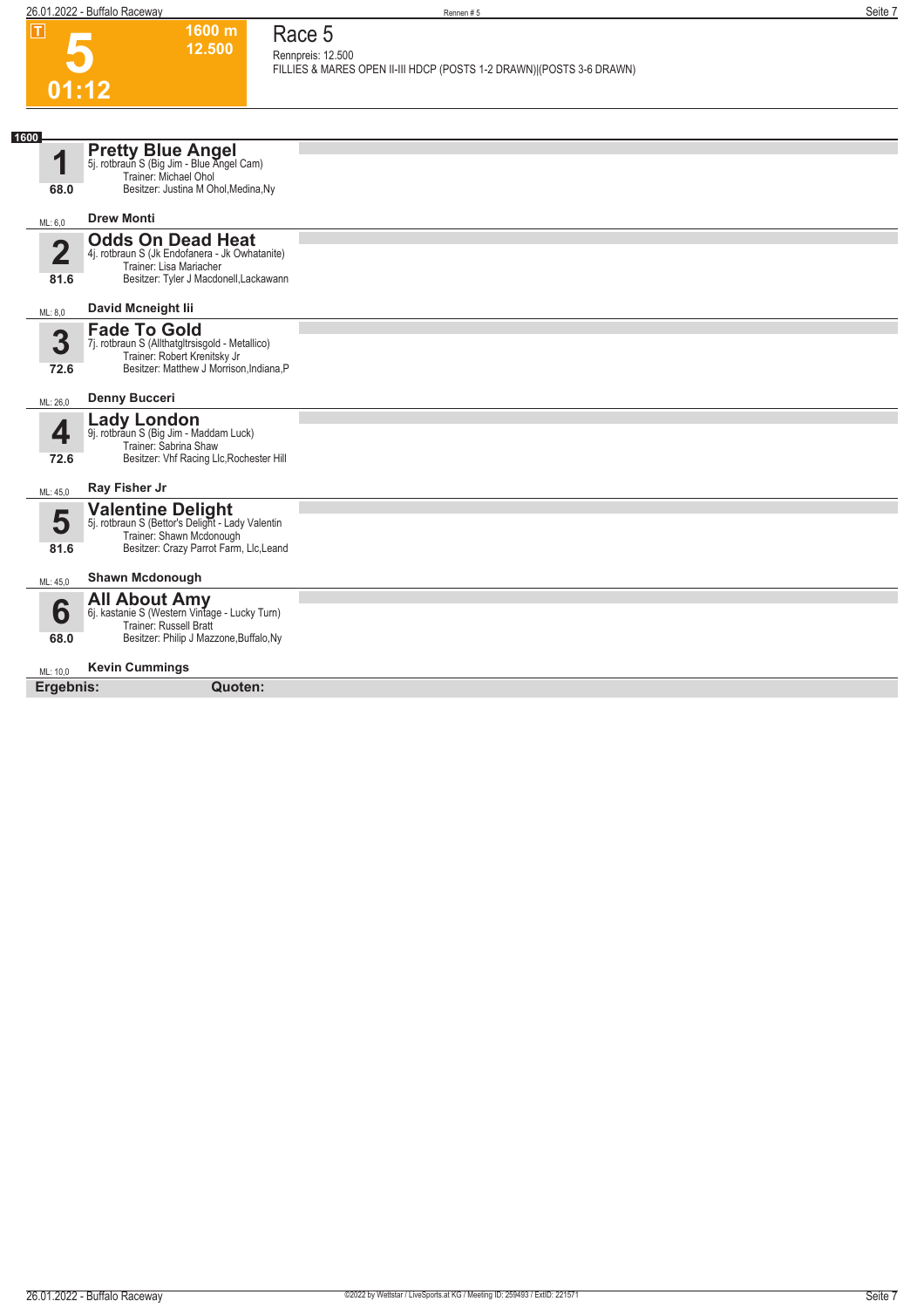# 5

**1600 m**
**12.500**

**01:12**

## Race 5

Rennpreis: 12.500
FILLIES & MARES OPEN II-III HDCP (POSTS 1-2 DRAWN)|(POSTS 3-6 DRAWN)

**1600**

**1** **Pretty Blue Angel**
5j. rotbraun S (Big Jim - Blue Angel Cam)
Trainer: Michael Ohol
Besitzer: Justina M Ohol,Medina,Ny
68.0
ML: 6,0 **Drew Monti**

**2** **Odds On Dead Heat**
4j. rotbraun S (Jk Endofanera - Jk Owhatanite)
Trainer: Lisa Mariacher
Besitzer: Tyler J Macdonell,Lackawann
81.6
ML: 8,0 **David Mcneight Iii**

**3** **Fade To Gold**
7j. rotbraun S (Allthatgltrsisgold - Metallico)
Trainer: Robert Krenitsky Jr
Besitzer: Matthew J Morrison,Indiana,P
72.6
ML: 26,0 **Denny Bucceri**

**4** **Lady London**
9j. rotbraun S (Big Jim - Maddam Luck)
Trainer: Sabrina Shaw
Besitzer: Vhf Racing Llc,Rochester Hill
72.6
ML: 45,0 **Ray Fisher Jr**

**5** **Valentine Delight**
5j. rotbraun S (Bettor's Delight - Lady Valentin
Trainer: Shawn Mcdonough
Besitzer: Crazy Parrot Farm, Llc,Leand
81.6
ML: 45,0 **Shawn Mcdonough**

**6** **All About Amy**
6j. kastanie S (Western Vintage - Lucky Turn)
Trainer: Russell Bratt
Besitzer: Philip J Mazzone,Buffalo,Ny
68.0
ML: 10,0 **Kevin Cummings**

**Ergebnis:** **Quoten:**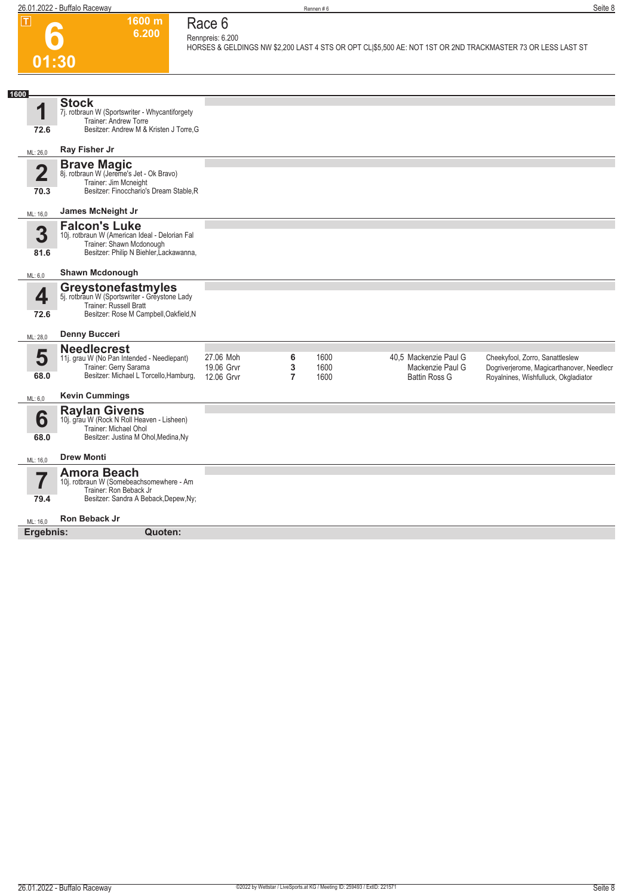# 6

**1600 m**
**6.200**

**01:30**

## Race 6

Rennpreis: 6.200

HORSES & GELDINGS NW $2,200 LAST 4 STS OR OPT CL|$5,500 AE: NOT 1ST OR 2ND TRACKMASTER 73 OR LESS LAST ST

**1600**

### 1 Stock
7j. rotbraun W (Sportswriter - Whycantiforgety
Trainer: Andrew Torre
Besitzer: Andrew M & Kristen J Torre,G
72.6
ML: 26,0
**Ray Fisher Jr**

### 2 Brave Magic
8j. rotbraun W (Jereme's Jet - Ok Bravo)
Trainer: Jim Mcneight
Besitzer: Finocchario's Dream Stable,R
70.3
ML: 16,0
**James McNeight Jr**

### 3 Falcon's Luke
10j. rotbraun W (American Ideal - Delorian Fal
Trainer: Shawn Mcdonough
Besitzer: Philip N Biehler,Lackawanna,
81.6
ML: 6,0
**Shawn Mcdonough**

### 4 Greystonefastmyles
5j. rotbraun W (Sportswriter - Greystone Lady
Trainer: Russell Bratt
Besitzer: Rose M Campbell,Oakfield,N
72.6
ML: 28,0
**Denny Bucceri**

### 5 Needlecrest
11j. grau W (No Pan Intended - Needlepant)
Trainer: Gerry Sarama
Besitzer: Michael L Torcello,Hamburg,
68.0
ML: 6,0
**Kevin Cummings**

| Datum | Platz | Distanz | Quote | Fahrer | Einlauf |
|---|---|---|---|---|---|
| 27.06 Moh | 6 | 1600 | 40,5 | Mackenzie Paul G | Cheekyfool, Zorro, Sanattleslew |
| 19.06 Grvr | 3 | 1600 | | Mackenzie Paul G | Dogriverjerome, Magicarthanover, Needlecr |
| 12.06 Grvr | 7 | 1600 | | Battin Ross G | Royalnines, Wishfulluck, Okgladiator |

### 6 Raylan Givens
10j. grau W (Rock N Roll Heaven - Lisheen)
Trainer: Michael Ohol
Besitzer: Justina M Ohol,Medina,Ny
68.0
ML: 16,0
**Drew Monti**

### 7 Amora Beach
10j. rotbraun W (Somebeachsomewhere - Am
Trainer: Ron Beback Jr
Besitzer: Sandra A Beback,Depew,Ny;
79.4
ML: 16,0
**Ron Beback Jr**

**Ergebnis:** **Quoten:**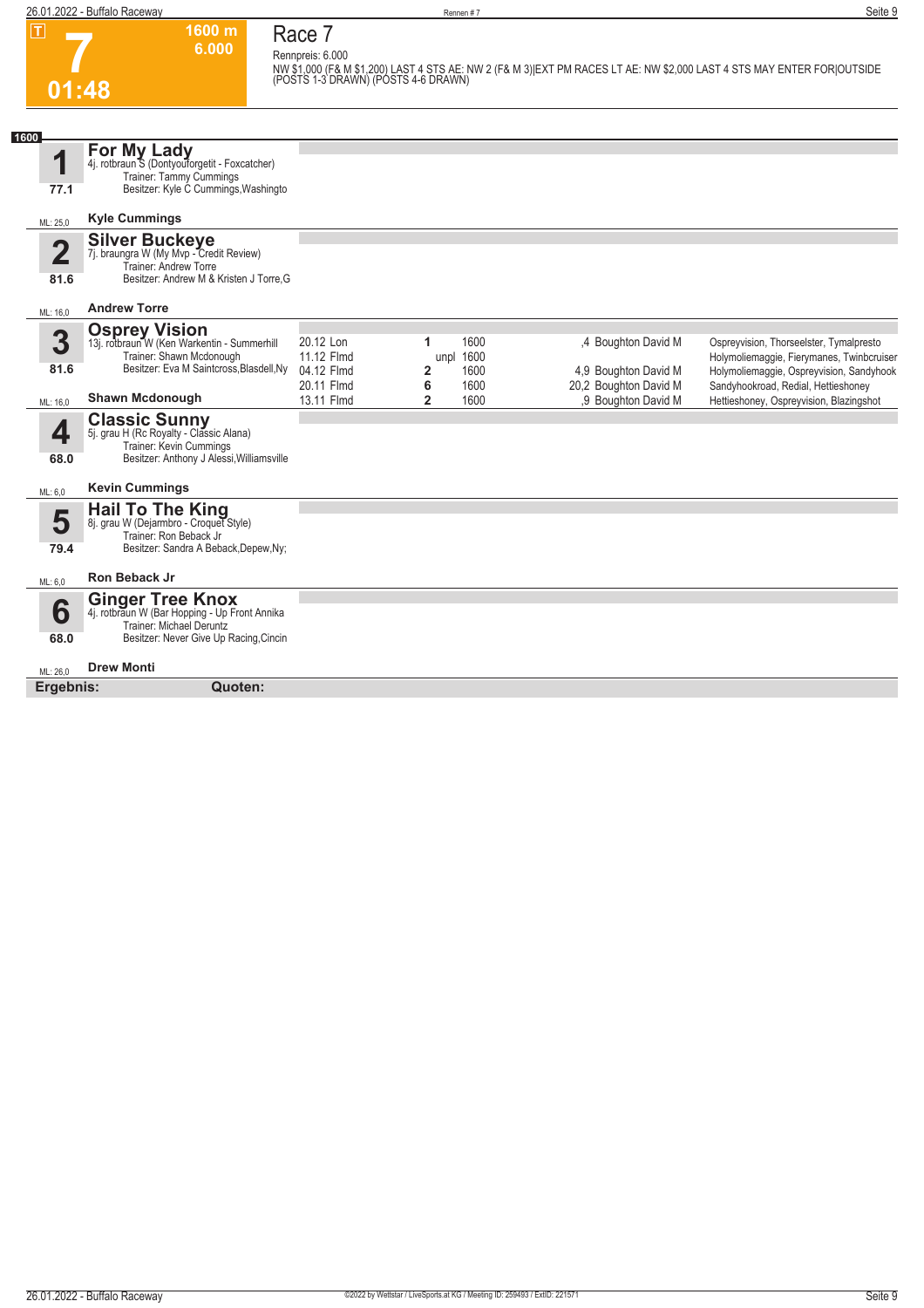**7** 01:48 — 1600 m — 6.000

# Race 7

Rennpreis: 6.000

NW $1,000 (F& M $1,200) LAST 4 STS AE: NW 2 (F& M 3)|EXT PM RACES LT AE: NW $2,000 LAST 4 STS MAY ENTER FOR|OUTSIDE (POSTS 1-3 DRAWN) (POSTS 4-6 DRAWN)

**1600**

**1 For My Lady**
4j. rotbraun S (Dontyouforgetit - Foxcatcher)
Trainer: Tammy Cummings
Besitzer: Kyle C Cummings,Washingto
77.1
ML: 25,0 — **Kyle Cummings**

**2 Silver Buckeye**
7j. braungra W (My Mvp - Credit Review)
Trainer: Andrew Torre
Besitzer: Andrew M & Kristen J Torre,G
81.6
ML: 16,0 — **Andrew Torre**

**3 Osprey Vision**
13j. rotbraun W (Ken Warkentin - Summerhill
Trainer: Shawn Mcdonough
Besitzer: Eva M Saintcross,Blasdell,Ny
81.6
ML: 16,0 — **Shawn Mcdonough**

| Datum | Bahn | Platz | Distanz | Quote | Fahrer | Einlauf |
|---|---|---|---|---|---|---|
| 20.12 | Lon | 1 | 1600 | ,4 | Boughton David M | Ospreyvision, Thorseelster, Tymalpresto |
| 11.12 | Flmd | unpl | 1600 | | | Holymoliemaggie, Fierymanes, Twinbcruiser |
| 04.12 | Flmd | 2 | 1600 | 4,9 | Boughton David M | Holymoliemaggie, Ospreyvision, Sandyhook |
| 20.11 | Flmd | 6 | 1600 | 20,2 | Boughton David M | Sandyhookroad, Redial, Hettieshoney |
| 13.11 | Flmd | 2 | 1600 | ,9 | Boughton David M | Hettieshoney, Ospreyvision, Blazingshot |

**4 Classic Sunny**
5j. grau H (Rc Royalty - Classic Alana)
Trainer: Kevin Cummings
Besitzer: Anthony J Alessi,Williamsville
68.0
ML: 6,0 — **Kevin Cummings**

**5 Hail To The King**
8j. grau W (Dejarmbro - Croquet Style)
Trainer: Ron Beback Jr
Besitzer: Sandra A Beback,Depew,Ny;
79.4
ML: 6,0 — **Ron Beback Jr**

**6 Ginger Tree Knox**
4j. rotbraun W (Bar Hopping - Up Front Annika
Trainer: Michael Deruntz
Besitzer: Never Give Up Racing,Cincin
68.0
ML: 26,0 — **Drew Monti**

**Ergebnis:** **Quoten:**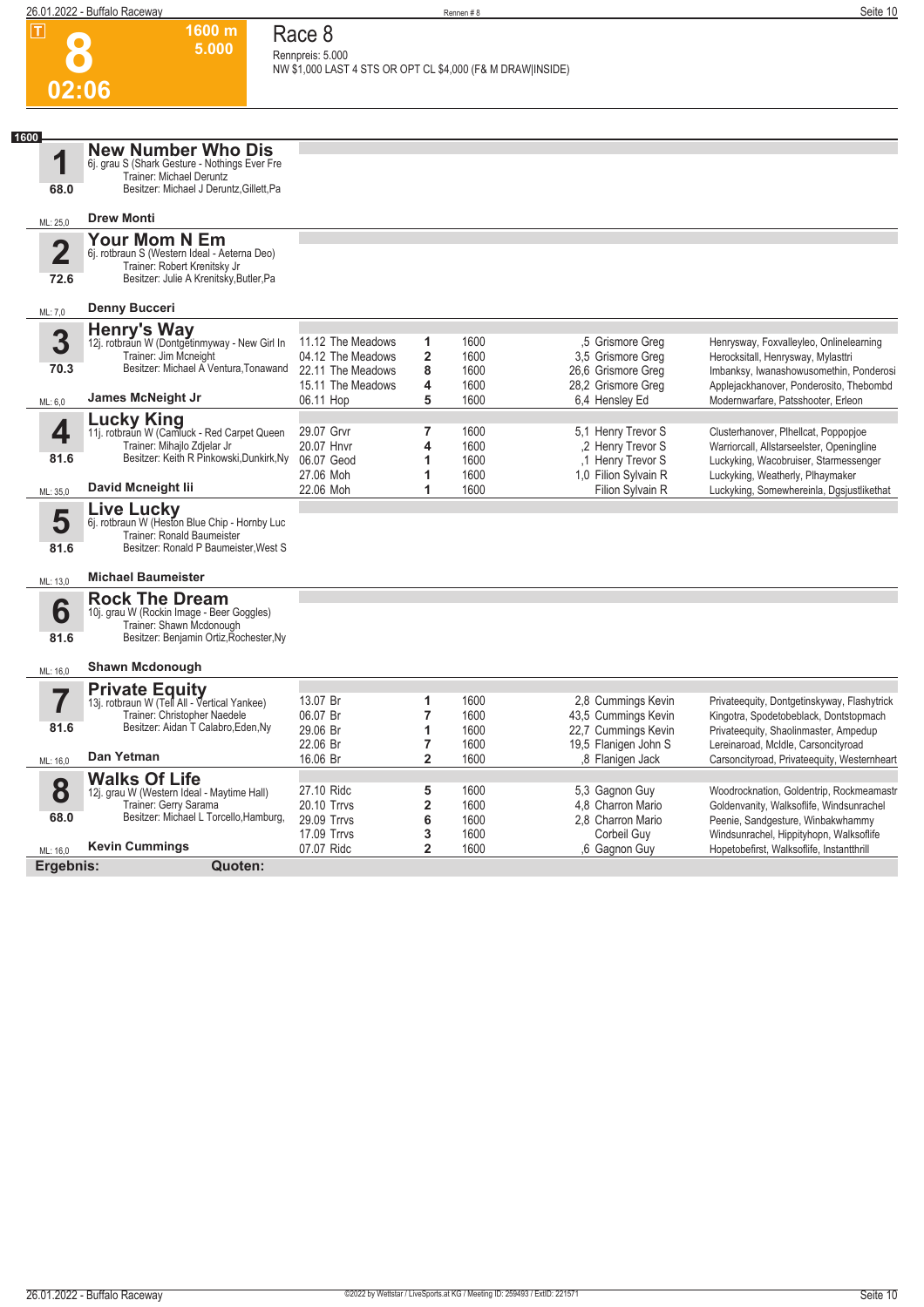# Race 8

**8** — 1600 m — 5.000 — 02:06

Rennpreis: 5.000
NW $1,000 LAST 4 STS OR OPT CL $4,000 (F& M DRAW|INSIDE)

1600

## 1 New Number Who Dis
6j. grau S (Shark Gesture - Nothings Ever Fre
Trainer: Michael Deruntz
Besitzer: Michael J Deruntz,Gillett,Pa
68.0
ML: 25,0
**Drew Monti**

## 2 Your Mom N Em
6j. rotbraun S (Western Ideal - Aeterna Deo)
Trainer: Robert Krenitsky Jr
Besitzer: Julie A Krenitsky,Butler,Pa
72.6
ML: 7,0
**Denny Bucceri**

## 3 Henry's Way
12j. rotbraun W (Dontgetinmyway - New Girl In
Trainer: Jim Mcneight
Besitzer: Michael A Ventura,Tonawand
70.3
ML: 6,0
**James McNeight Jr**

| | | | | | |
|---|---|---|---|---|---|
| 11.12 The Meadows | 1 | 1600 | ,5 | Grismore Greg | Henrysway, Foxvalleyeo, Onlinelearning |
| 04.12 The Meadows | 2 | 1600 | 3,5 | Grismore Greg | Herocksitall, Henrysway, Mylasttri |
| 22.11 The Meadows | 8 | 1600 | 26,6 | Grismore Greg | Imbanksy, Iwanashowusomethin, Ponderosi |
| 15.11 The Meadows | 4 | 1600 | 28,2 | Grismore Greg | Applejackhanover, Ponderosito, Thebombd |
| 06.11 Hop | 5 | 1600 | 6,4 | Hensley Ed | Modernwarfare, Patsshooter, Erleon |

## 4 Lucky King
11j. rotbraun W (Camluck - Red Carpet Queen
Trainer: Mihajlo Zdjelar Jr
Besitzer: Keith R Pinkowski,Dunkirk,Ny
81.6
ML: 35,0
**David Mcneight Iii**

| | | | | | |
|---|---|---|---|---|---|
| 29.07 Grvr | 7 | 1600 | 5,1 | Henry Trevor S | Clusterhanover, Plhellcat, Poppopjoe |
| 20.07 Hnvr | 4 | 1600 | ,2 | Henry Trevor S | Warriorcall, Allstarseelster, Openingline |
| 06.07 Geod | 1 | 1600 | ,1 | Henry Trevor S | Luckyking, Wacobruiser, Starmessenger |
| 27.06 Moh | 1 | 1600 | 1,0 | Filion Sylvain R | Luckyking, Weatherly, Plhaymaker |
| 22.06 Moh | 1 | 1600 | | Filion Sylvain R | Luckyking, Somewhereinla, Dgsjustlikethat |

## 5 Live Lucky
6j. rotbraun W (Heston Blue Chip - Hornby Luc
Trainer: Ronald Baumeister
Besitzer: Ronald P Baumeister,West S
81.6
ML: 13,0
**Michael Baumeister**

## 6 Rock The Dream
10j. grau W (Rockin Image - Beer Goggles)
Trainer: Shawn Mcdonough
Besitzer: Benjamin Ortiz,Rochester,Ny
81.6
ML: 16,0
**Shawn Mcdonough**

## 7 Private Equity
13j. rotbraun W (Tell All - Vertical Yankee)
Trainer: Christopher Naedele
Besitzer: Aidan T Calabro,Eden,Ny
81.6
ML: 16,0
**Dan Yetman**

| | | | | | |
|---|---|---|---|---|---|
| 13.07 Br | 1 | 1600 | 2,8 | Cummings Kevin | Privateequity, Dontgetinskyway, Flashytrick |
| 06.07 Br | 7 | 1600 | 43,5 | Cummings Kevin | Kingotra, Spodetobeblack, Dontstopmach |
| 29.06 Br | 1 | 1600 | 22,7 | Cummings Kevin | Privateequity, Shaolinmaster, Ampedup |
| 22.06 Br | 7 | 1600 | 19,5 | Flanigen John S | Lereinaroad, Mcldle, Carsoncityroad |
| 16.06 Br | 2 | 1600 | ,8 | Flanigen Jack | Carsoncityroad, Privateequity, Westernheart |

## 8 Walks Of Life
12j. grau W (Western Ideal - Maytime Hall)
Trainer: Gerry Sarama
Besitzer: Michael L Torcello,Hamburg,
68.0
ML: 16,0
**Kevin Cummings**

| | | | | | |
|---|---|---|---|---|---|
| 27.10 Ridc | 5 | 1600 | 5,3 | Gagnon Guy | Woodrocknation, Goldentrip, Rockmeamastr |
| 20.10 Trrvs | 2 | 1600 | 4,8 | Charron Mario | Goldenvanity, Walksoflife, Windsunrachel |
| 29.09 Trrvs | 6 | 1600 | 2,8 | Charron Mario | Peenie, Sandgesture, Winbakwhammy |
| 17.09 Trrvs | 3 | 1600 | | Corbeil Guy | Windsunrachel, Hippityhopn, Walksoflife |
| 07.07 Ridc | 2 | 1600 | ,6 | Gagnon Guy | Hopetobefirst, Walksoflife, Instantthrill |

**Ergebnis:** **Quoten:**